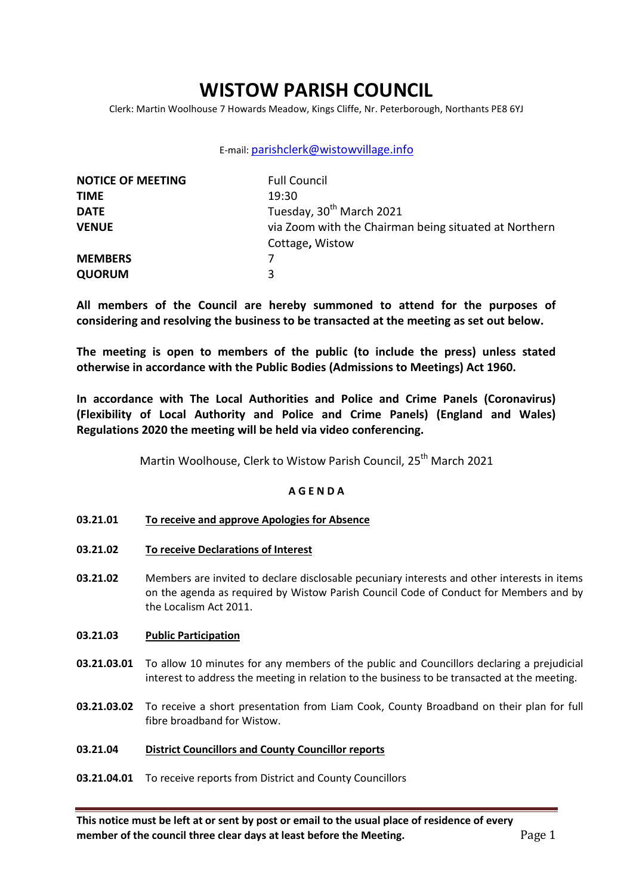# WISTOW PARISH COUNCIL

Clerk: Martin Woolhouse 7 Howards Meadow, Kings Cliffe, Nr. Peterborough, Northants PE8 6YJ

E-mail: parishclerk@wistowvillage.info

| | |
|---|---|
| **NOTICE OF MEETING** | Full Council |
| **TIME** | 19:30 |
| **DATE** | Tuesday, 30th March 2021 |
| **VENUE** | via Zoom with the Chairman being situated at Northern Cottage**,** Wistow |
| **MEMBERS** | 7 |
| **QUORUM** | 3 |

**All members of the Council are hereby summoned to attend for the purposes of considering and resolving the business to be transacted at the meeting as set out below.**

**The meeting is open to members of the public (to include the press) unless stated otherwise in accordance with the Public Bodies (Admissions to Meetings) Act 1960.**

**In accordance with The Local Authorities and Police and Crime Panels (Coronavirus) (Flexibility of Local Authority and Police and Crime Panels) (England and Wales) Regulations 2020 the meeting will be held via video conferencing.**

Martin Woolhouse, Clerk to Wistow Parish Council, 25th March 2021

## A G E N D A

**03.21.01** **To receive and approve Apologies for Absence**

**03.21.02** **To receive Declarations of Interest**

**03.21.02** Members are invited to declare disclosable pecuniary interests and other interests in items on the agenda as required by Wistow Parish Council Code of Conduct for Members and by the Localism Act 2011.

**03.21.03** **Public Participation**

**03.21.03.01** To allow 10 minutes for any members of the public and Councillors declaring a prejudicial interest to address the meeting in relation to the business to be transacted at the meeting.

**03.21.03.02** To receive a short presentation from Liam Cook, County Broadband on their plan for full fibre broadband for Wistow.

**03.21.04** **District Councillors and County Councillor reports**

**03.21.04.01** To receive reports from District and County Councillors

**This notice must be left at or sent by post or email to the usual place of residence of every member of the council three clear days at least before the Meeting.**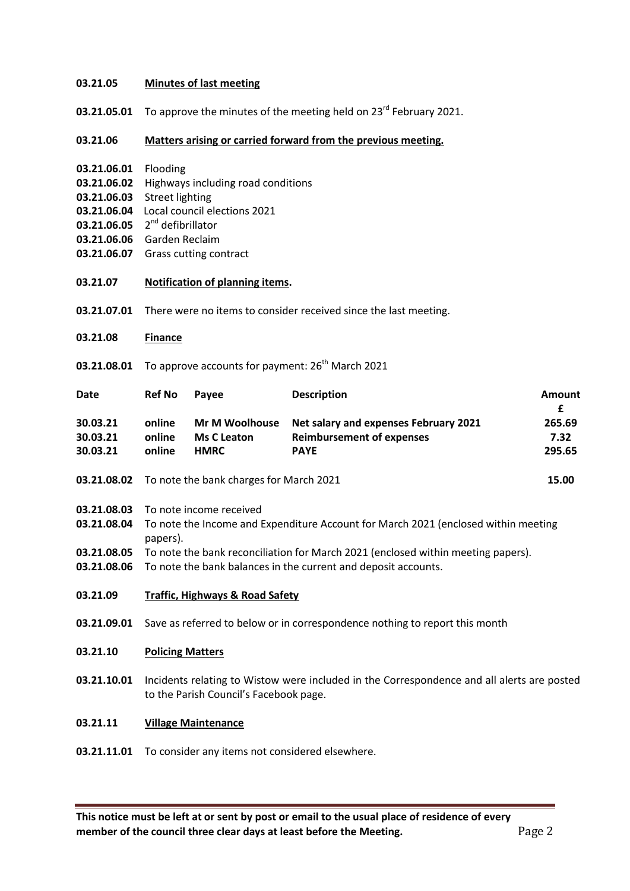**03.21.05** **Minutes of last meeting**

**03.21.05.01** To approve the minutes of the meeting held on 23rd February 2021.

**03.21.06** **Matters arising or carried forward from the previous meeting.**

**03.21.06.01** Flooding
**03.21.06.02** Highways including road conditions
**03.21.06.03** Street lighting
**03.21.06.04** Local council elections 2021
**03.21.06.05** 2nd defibrillator
**03.21.06.06** Garden Reclaim
**03.21.06.07** Grass cutting contract

**03.21.07** **Notification of planning items.**

**03.21.07.01** There were no items to consider received since the last meeting.

**03.21.08** **Finance**

**03.21.08.01** To approve accounts for payment: 26th March 2021

| Date | Ref No | Payee | Description | Amount £ |
|---|---|---|---|---|
| 30.03.21 | online | **Mr M Woolhouse** | **Net salary and expenses February 2021** | **265.69** |
| 30.03.21 | online | **Ms C Leaton** | **Reimbursement of expenses** | **7.32** |
| 30.03.21 | online | **HMRC** | **PAYE** | **295.65** |

**03.21.08.02** To note the bank charges for March 2021 **15.00**

**03.21.08.03** To note income received
**03.21.08.04** To note the Income and Expenditure Account for March 2021 (enclosed within meeting papers).
**03.21.08.05** To note the bank reconciliation for March 2021 (enclosed within meeting papers).
**03.21.08.06** To note the bank balances in the current and deposit accounts.

**03.21.09** **Traffic, Highways & Road Safety**

**03.21.09.01** Save as referred to below or in correspondence nothing to report this month

**03.21.10** **Policing Matters**

**03.21.10.01** Incidents relating to Wistow were included in the Correspondence and all alerts are posted to the Parish Council's Facebook page.

**03.21.11** **Village Maintenance**

**03.21.11.01** To consider any items not considered elsewhere.

**This notice must be left at or sent by post or email to the usual place of residence of every member of the council three clear days at least before the Meeting.**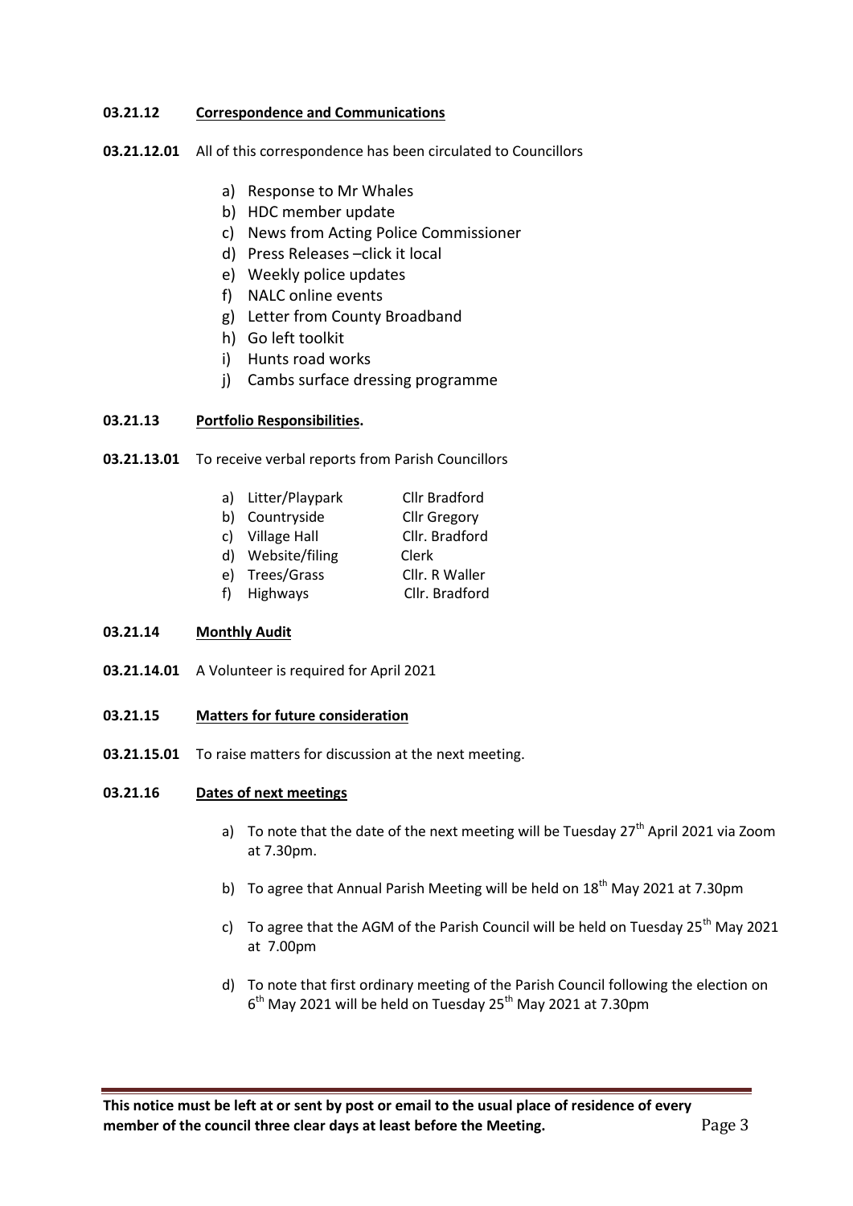**03.21.12 Correspondence and Communications**

**03.21.12.01** All of this correspondence has been circulated to Councillors

a) Response to Mr Whales
b) HDC member update
c) News from Acting Police Commissioner
d) Press Releases –click it local
e) Weekly police updates
f) NALC online events
g) Letter from County Broadband
h) Go left toolkit
i) Hunts road works
j) Cambs surface dressing programme

**03.21.13 Portfolio Responsibilities.**

**03.21.13.01** To receive verbal reports from Parish Councillors

a) Litter/Playpark — Cllr Bradford
b) Countryside — Cllr Gregory
c) Village Hall — Cllr. Bradford
d) Website/filing — Clerk
e) Trees/Grass — Cllr. R Waller
f) Highways — Cllr. Bradford

**03.21.14 Monthly Audit**

**03.21.14.01** A Volunteer is required for April 2021

**03.21.15 Matters for future consideration**

**03.21.15.01** To raise matters for discussion at the next meeting.

**03.21.16 Dates of next meetings**

a) To note that the date of the next meeting will be Tuesday 27th April 2021 via Zoom at 7.30pm.

b) To agree that Annual Parish Meeting will be held on 18th May 2021 at 7.30pm

c) To agree that the AGM of the Parish Council will be held on Tuesday 25th May 2021 at 7.00pm

d) To note that first ordinary meeting of the Parish Council following the election on 6th May 2021 will be held on Tuesday 25th May 2021 at 7.30pm

**This notice must be left at or sent by post or email to the usual place of residence of every member of the council three clear days at least before the Meeting.**